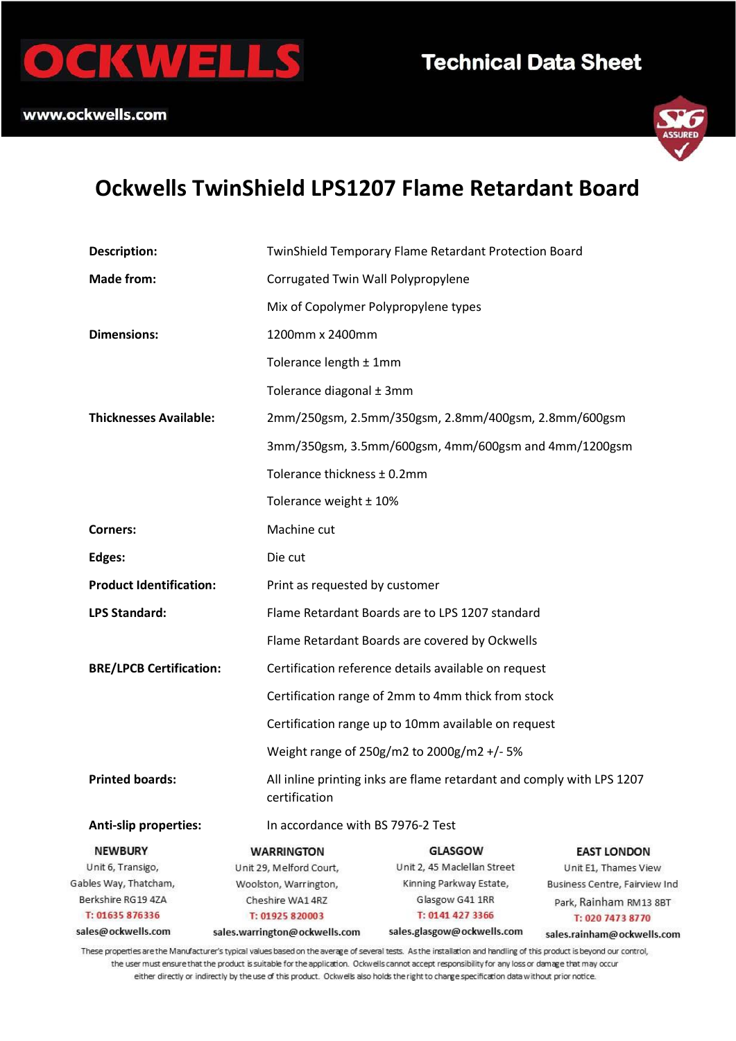# OCKWELLS

www.ockwells.com

**Technical Data Sheet**

## Ockwells TwinShield LPS1207 Flame Retardant Board

| | |
|---|---|
| **Description:** | TwinShield Temporary Flame Retardant Protection Board |
| **Made from:** | Corrugated Twin Wall Polypropylene |
| | Mix of Copolymer Polypropylene types |
| **Dimensions:** | 1200mm x 2400mm |
| | Tolerance length ± 1mm |
| | Tolerance diagonal ± 3mm |
| **Thicknesses Available:** | 2mm/250gsm, 2.5mm/350gsm, 2.8mm/400gsm, 2.8mm/600gsm |
| | 3mm/350gsm, 3.5mm/600gsm, 4mm/600gsm and 4mm/1200gsm |
| | Tolerance thickness ± 0.2mm |
| | Tolerance weight ± 10% |
| **Corners:** | Machine cut |
| **Edges:** | Die cut |
| **Product Identification:** | Print as requested by customer |
| **LPS Standard:** | Flame Retardant Boards are to LPS 1207 standard |
| | Flame Retardant Boards are covered by Ockwells |
| **BRE/LPCB Certification:** | Certification reference details available on request |
| | Certification range of 2mm to 4mm thick from stock |
| | Certification range up to 10mm available on request |
| | Weight range of 250g/m2 to 2000g/m2 +/- 5% |
| **Printed boards:** | All inline printing inks are flame retardant and comply with LPS 1207 certification |
| **Anti-slip properties:** | In accordance with BS 7976-2 Test |

| NEWBURY | WARRINGTON | GLASGOW | EAST LONDON |
|---|---|---|---|
| Unit 6, Transigo, Gables Way, Thatcham, Berkshire RG19 4ZA | Unit 29, Melford Court, Woolston, Warrington, Cheshire WA1 4RZ | Unit 2, 45 Maclellan Street Kinning Parkway Estate, Glasgow G41 1RR | Unit E1, Thames View Business Centre, Fairview Ind Park, Rainham RM13 8BT |
| T: 01635 876336 | T: 01925 820003 | T: 0141 427 3366 | T: 020 7473 8770 |
| sales@ockwells.com | sales.warrington@ockwells.com | sales.glasgow@ockwells.com | sales.rainham@ockwells.com |

These properties are the Manufacturer's typical values based on the average of several tests. As the installation and handling of this product is beyond our control, the user must ensure that the product is suitable for the application. Ockwells cannot accept responsibility for any loss or damage that may occur either directly or indirectly by the use of this product. Ockwells also holds the right to change specification data without prior notice.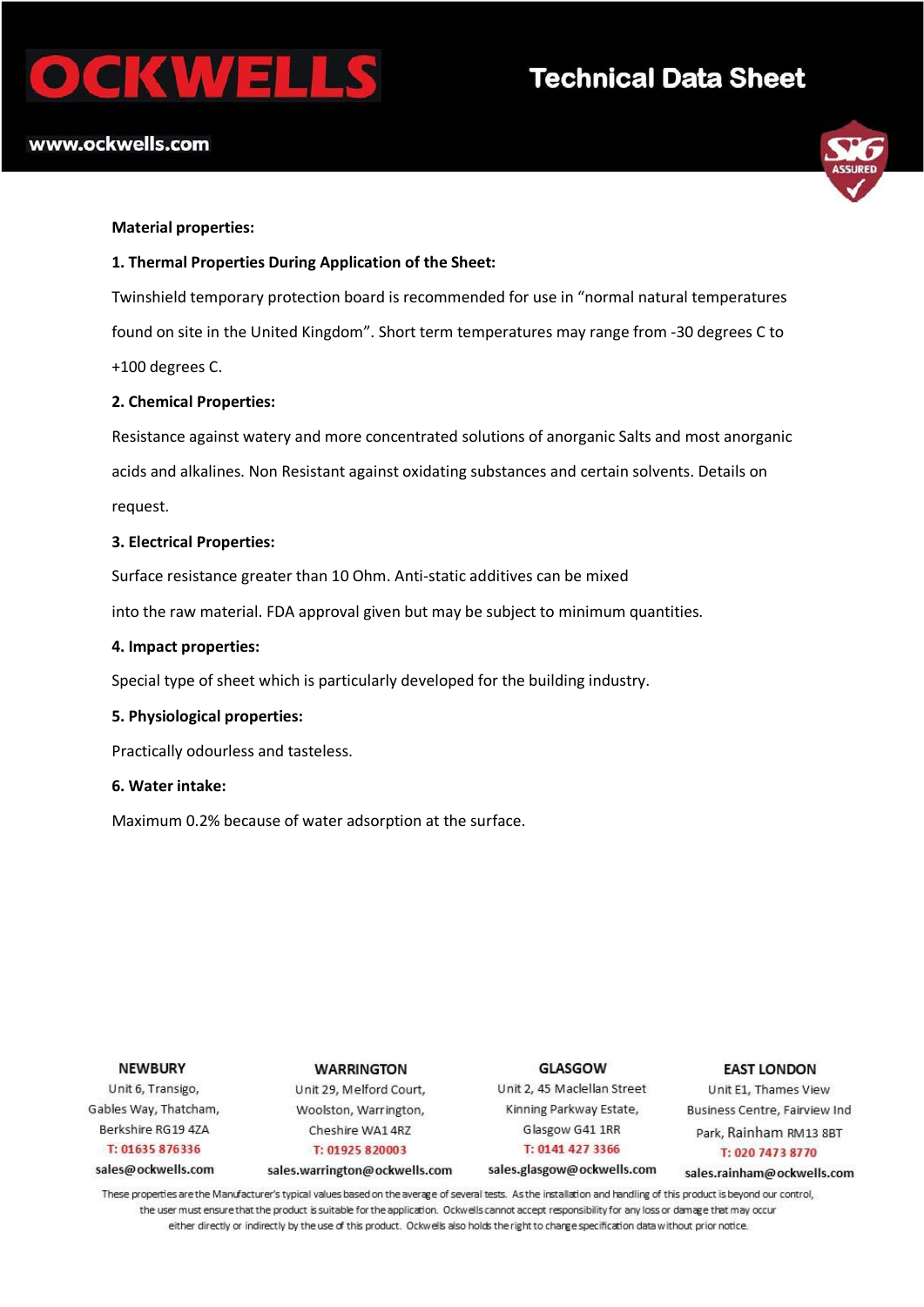**Material properties:**

**1. Thermal Properties During Application of the Sheet:**

Twinshield temporary protection board is recommended for use in "normal natural temperatures found on site in the United Kingdom". Short term temperatures may range from -30 degrees C to +100 degrees C.

**2. Chemical Properties:**

Resistance against watery and more concentrated solutions of anorganic Salts and most anorganic acids and alkalines. Non Resistant against oxidating substances and certain solvents. Details on request.

**3. Electrical Properties:**

Surface resistance greater than 10 Ohm. Anti-static additives can be mixed into the raw material. FDA approval given but may be subject to minimum quantities.

**4. Impact properties:**

Special type of sheet which is particularly developed for the building industry.

**5. Physiological properties:**

Practically odourless and tasteless.

**6. Water intake:**

Maximum 0.2% because of water adsorption at the surface.

| NEWBURY | WARRINGTON | GLASGOW | EAST LONDON |
|---|---|---|---|
| Unit 6, Transigo, Gables Way, Thatcham, Berkshire RG19 4ZA | Unit 29, Melford Court, Woolston, Warrington, Cheshire WA1 4RZ | Unit 2, 45 Maclellan Street Kinning Parkway Estate, Glasgow G41 1RR | Unit E1, Thames View Business Centre, Fairview Ind Park, Rainham RM13 8BT |
| T: 01635 876336 | T: 01925 820003 | T: 0141 427 3366 | T: 020 7473 8770 |
| sales@ockwells.com | sales.warrington@ockwells.com | sales.glasgow@ockwells.com | sales.rainham@ockwells.com |

These properties are the Manufacturer's typical values based on the average of several tests. As the installation and handling of this product is beyond our control, the user must ensure that the product is suitable for the application. Ockwells cannot accept responsibility for any loss or damage that may occur either directly or indirectly by the use of this product. Ockwells also holds the right to change specification data without prior notice.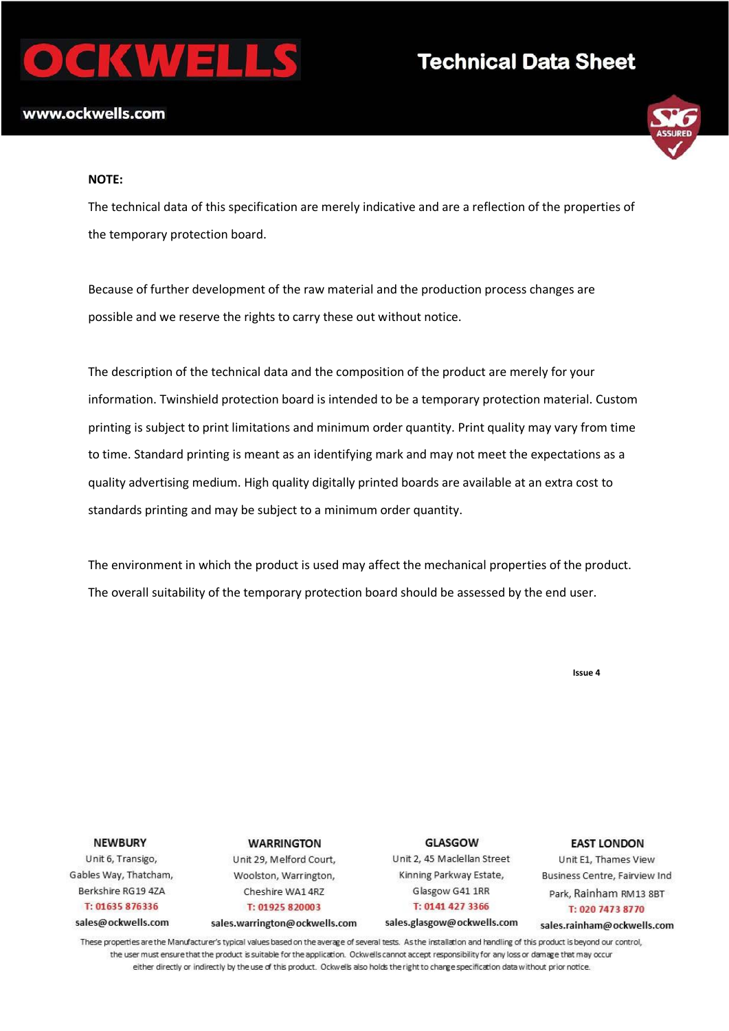**NOTE:**

The technical data of this specification are merely indicative and are a reflection of the properties of the temporary protection board.

Because of further development of the raw material and the production process changes are possible and we reserve the rights to carry these out without notice.

The description of the technical data and the composition of the product are merely for your information. Twinshield protection board is intended to be a temporary protection material. Custom printing is subject to print limitations and minimum order quantity. Print quality may vary from time to time. Standard printing is meant as an identifying mark and may not meet the expectations as a quality advertising medium. High quality digitally printed boards are available at an extra cost to standards printing and may be subject to a minimum order quantity.

The environment in which the product is used may affect the mechanical properties of the product. The overall suitability of the temporary protection board should be assessed by the end user.

Issue 4